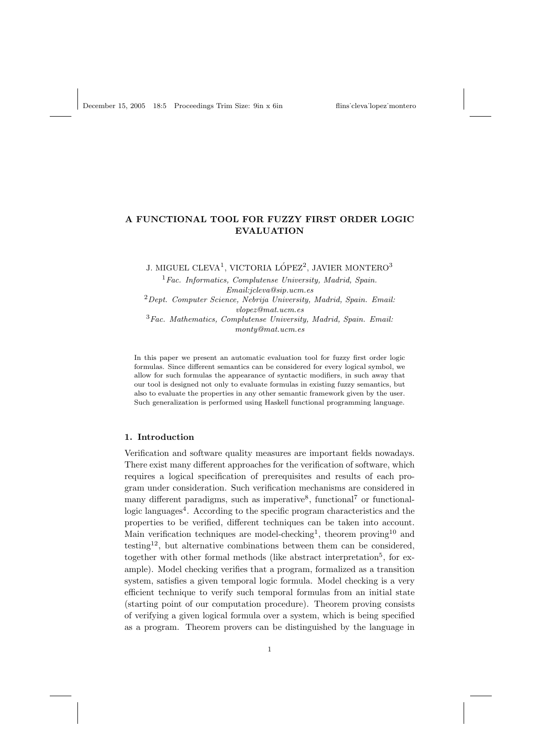# A FUNCTIONAL TOOL FOR FUZZY FIRST ORDER LOGIC EVALUATION

J. MIGUEL CLEVA[1], VICTORIA LÓPEZ[2], JAVIER MONTERO[3]

[1] *Fac. Informatics, Complutense University, Madrid, Spain. Email:jcleva@sip.ucm.es*

[2] *Dept. Computer Science, Nebrija University, Madrid, Spain. Email: vlopez@mat.ucm.es*

[3] *Fac. Mathematics, Complutense University, Madrid, Spain. Email: monty@mat.ucm.es*

In this paper we present an automatic evaluation tool for fuzzy first order logic formulas. Since different semantics can be considered for every logical symbol, we allow for such formulas the appearance of syntactic modifiers, in such away that our tool is designed not only to evaluate formulas in existing fuzzy semantics, but also to evaluate the properties in any other semantic framework given by the user. Such generalization is performed using Haskell functional programming language.

## 1. Introduction

Verification and software quality measures are important fields nowadays. There exist many different approaches for the verification of software, which requires a logical specification of prerequisites and results of each program under consideration. Such verification mechanisms are considered in many different paradigms, such as imperative[8], functional[7] or functional-logic languages[4]. According to the specific program characteristics and the properties to be verified, different techniques can be taken into account. Main verification techniques are model-checking[1], theorem proving[10] and testing[12], but alternative combinations between them can be considered, together with other formal methods (like abstract interpretation[5], for example). Model checking verifies that a program, formalized as a transition system, satisfies a given temporal logic formula. Model checking is a very efficient technique to verify such temporal formulas from an initial state (starting point of our computation procedure). Theorem proving consists of verifying a given logical formula over a system, which is being specified as a program. Theorem provers can be distinguished by the language in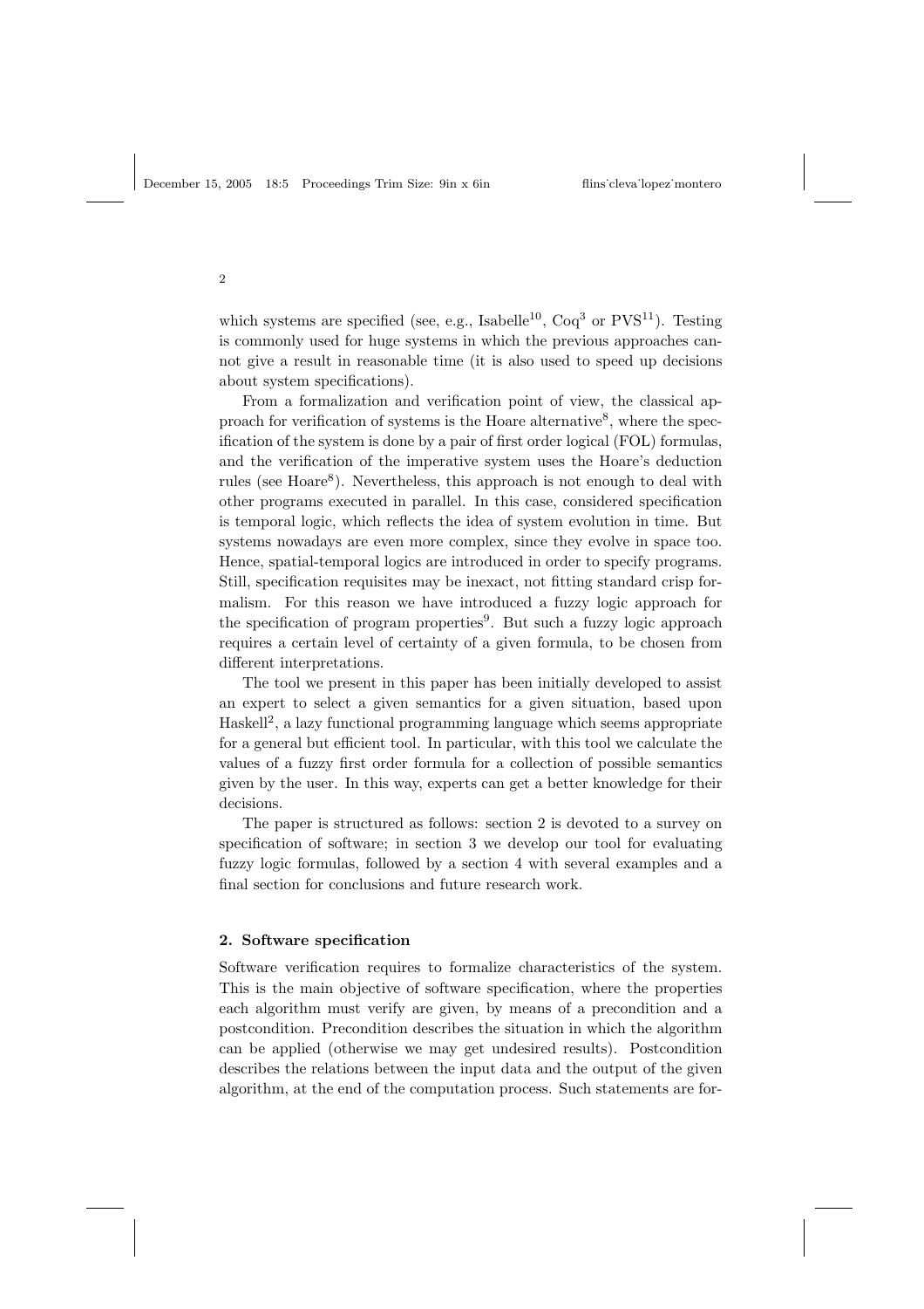which systems are specified (see, e.g., Isabelle[10], Coq[3] or PVS[11]). Testing is commonly used for huge systems in which the previous approaches cannot give a result in reasonable time (it is also used to speed up decisions about system specifications).

From a formalization and verification point of view, the classical approach for verification of systems is the Hoare alternative[8], where the specification of the system is done by a pair of first order logical (FOL) formulas, and the verification of the imperative system uses the Hoare's deduction rules (see Hoare[8]). Nevertheless, this approach is not enough to deal with other programs executed in parallel. In this case, considered specification is temporal logic, which reflects the idea of system evolution in time. But systems nowadays are even more complex, since they evolve in space too. Hence, spatial-temporal logics are introduced in order to specify programs. Still, specification requisites may be inexact, not fitting standard crisp formalism. For this reason we have introduced a fuzzy logic approach for the specification of program properties[9]. But such a fuzzy logic approach requires a certain level of certainty of a given formula, to be chosen from different interpretations.

The tool we present in this paper has been initially developed to assist an expert to select a given semantics for a given situation, based upon Haskell[2], a lazy functional programming language which seems appropriate for a general but efficient tool. In particular, with this tool we calculate the values of a fuzzy first order formula for a collection of possible semantics given by the user. In this way, experts can get a better knowledge for their decisions.

The paper is structured as follows: section 2 is devoted to a survey on specification of software; in section 3 we develop our tool for evaluating fuzzy logic formulas, followed by a section 4 with several examples and a final section for conclusions and future research work.

## 2. Software specification

Software verification requires to formalize characteristics of the system. This is the main objective of software specification, where the properties each algorithm must verify are given, by means of a precondition and a postcondition. Precondition describes the situation in which the algorithm can be applied (otherwise we may get undesired results). Postcondition describes the relations between the input data and the output of the given algorithm, at the end of the computation process. Such statements are for-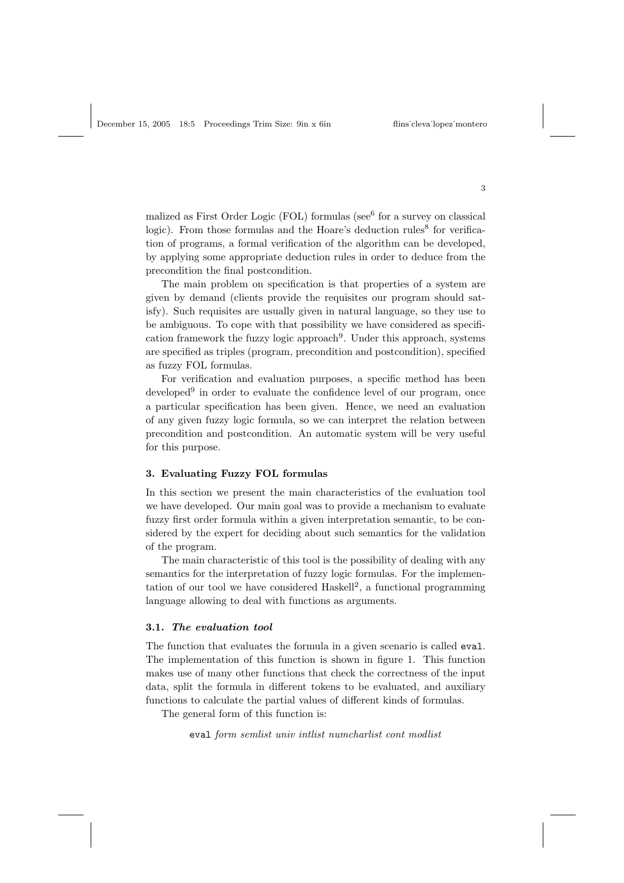malized as First Order Logic (FOL) formulas (see[6] for a survey on classical logic). From those formulas and the Hoare's deduction rules[8] for verification of programs, a formal verification of the algorithm can be developed, by applying some appropriate deduction rules in order to deduce from the precondition the final postcondition.

The main problem on specification is that properties of a system are given by demand (clients provide the requisites our program should satisfy). Such requisites are usually given in natural language, so they use to be ambiguous. To cope with that possibility we have considered as specification framework the fuzzy logic approach[9]. Under this approach, systems are specified as triples (program, precondition and postcondition), specified as fuzzy FOL formulas.

For verification and evaluation purposes, a specific method has been developed[9] in order to evaluate the confidence level of our program, once a particular specification has been given. Hence, we need an evaluation of any given fuzzy logic formula, so we can interpret the relation between precondition and postcondition. An automatic system will be very useful for this purpose.

### 3. Evaluating Fuzzy FOL formulas

In this section we present the main characteristics of the evaluation tool we have developed. Our main goal was to provide a mechanism to evaluate fuzzy first order formula within a given interpretation semantic, to be considered by the expert for deciding about such semantics for the validation of the program.

The main characteristic of this tool is the possibility of dealing with any semantics for the interpretation of fuzzy logic formulas. For the implementation of our tool we have considered Haskell[2], a functional programming language allowing to deal with functions as arguments.

#### 3.1. *The evaluation tool*

The function that evaluates the formula in a given scenario is called `eval`. The implementation of this function is shown in figure 1. This function makes use of many other functions that check the correctness of the input data, split the formula in different tokens to be evaluated, and auxiliary functions to calculate the partial values of different kinds of formulas.

The general form of this function is:

`eval` *form semlist univ intlist numcharlist cont modlist*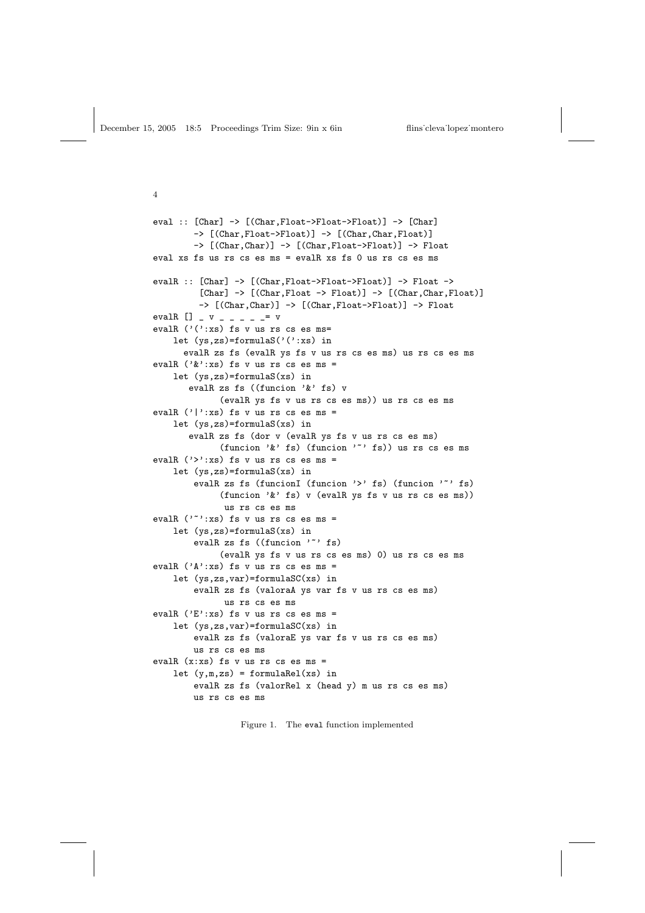```
eval :: [Char] -> [(Char,Float->Float->Float)] -> [Char]
        -> [(Char,Float->Float)] -> [(Char,Char,Float)]
        -> [(Char,Char)] -> [(Char,Float->Float)] -> Float
eval xs fs us rs cs es ms = evalR xs fs 0 us rs cs es ms

evalR :: [Char] -> [(Char,Float->Float->Float)] -> Float ->
         [Char] -> [(Char,Float -> Float)] -> [(Char,Char,Float)]
         -> [(Char,Char)] -> [(Char,Float->Float)] -> Float
evalR [] _ v _ _ _ _ _= v
evalR ('(':xs) fs v us rs cs es ms=
    let (ys,zs)=formulaS('(':xs) in
      evalR zs fs (evalR ys fs v us rs cs es ms) us rs cs es ms
evalR ('&':xs) fs v us rs cs es ms =
    let (ys,zs)=formulaS(xs) in
       evalR zs fs ((funcion '&' fs) v
             (evalR ys fs v us rs cs es ms)) us rs cs es ms
evalR ('|':xs) fs v us rs cs es ms =
    let (ys,zs)=formulaS(xs) in
       evalR zs fs (dor v (evalR ys fs v us rs cs es ms)
             (funcion '&' fs) (funcion '~' fs)) us rs cs es ms
evalR ('>':xs) fs v us rs cs es ms =
    let (ys,zs)=formulaS(xs) in
        evalR zs fs (funcionI (funcion '>' fs) (funcion '~' fs)
             (funcion '&' fs) v (evalR ys fs v us rs cs es ms))
              us rs cs es ms
evalR ('~':xs) fs v us rs cs es ms =
    let (ys,zs)=formulaS(xs) in
        evalR zs fs ((funcion '~' fs)
             (evalR ys fs v us rs cs es ms) 0) us rs cs es ms
evalR ('A':xs) fs v us rs cs es ms =
    let (ys,zs,var)=formulaSC(xs) in
        evalR zs fs (valoraA ys var fs v us rs cs es ms)
              us rs cs es ms
evalR ('E':xs) fs v us rs cs es ms =
    let (ys,zs,var)=formulaSC(xs) in
        evalR zs fs (valoraE ys var fs v us rs cs es ms)
        us rs cs es ms
evalR (x:xs) fs v us rs cs es ms =
    let (y,m,zs) = formulaRel(xs) in
        evalR zs fs (valorRel x (head y) m us rs cs es ms)
        us rs cs es ms
```

Figure 1. The `eval` function implemented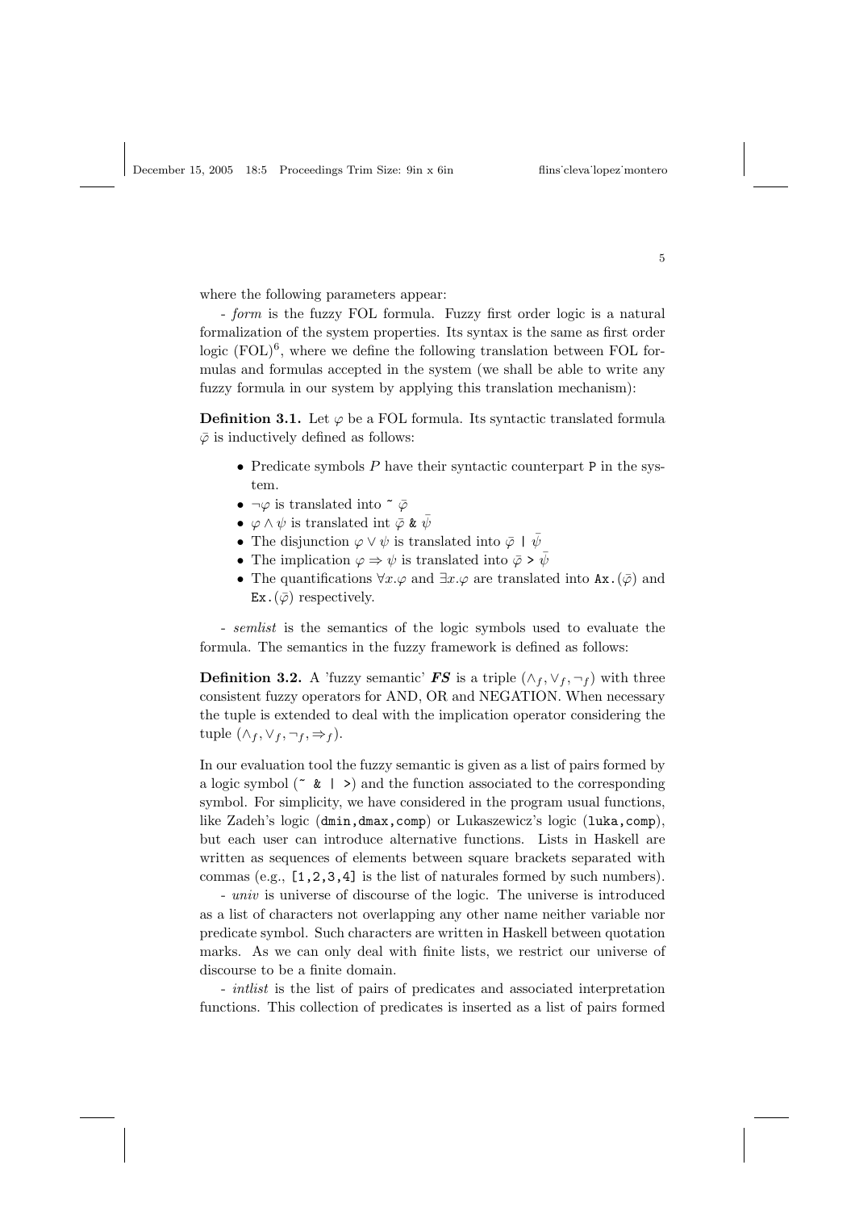where the following parameters appear:

- *form* is the fuzzy FOL formula. Fuzzy first order logic is a natural formalization of the system properties. Its syntax is the same as first order logic (FOL)[6], where we define the following translation between FOL formulas and formulas accepted in the system (we shall be able to write any fuzzy formula in our system by applying this translation mechanism):

**Definition 3.1.** Let $\varphi$ be a FOL formula. Its syntactic translated formula $\bar{\varphi}$ is inductively defined as follows:

- Predicate symbols $P$ have their syntactic counterpart `P` in the system.
- $\neg\varphi$ is translated into `~` $\bar{\varphi}$
- $\varphi \wedge \psi$ is translated int $\bar{\varphi}$ `&` $\bar{\psi}$
- The disjunction $\varphi \vee \psi$ is translated into $\bar{\varphi}$ `|` $\bar{\psi}$
- The implication $\varphi \Rightarrow \psi$ is translated into $\bar{\varphi}$ `>` $\bar{\psi}$
- The quantifications $\forall x.\varphi$ and $\exists x.\varphi$ are translated into `Ax.`$(\bar{\varphi})$ and `Ex.`$(\bar{\varphi})$ respectively.

- *semlist* is the semantics of the logic symbols used to evaluate the formula. The semantics in the fuzzy framework is defined as follows:

**Definition 3.2.** A 'fuzzy semantic' ***FS*** is a triple $(\wedge_f, \vee_f, \neg_f)$ with three consistent fuzzy operators for AND, OR and NEGATION. When necessary the tuple is extended to deal with the implication operator considering the tuple $(\wedge_f, \vee_f, \neg_f, \Rightarrow_f)$.

In our evaluation tool the fuzzy semantic is given as a list of pairs formed by a logic symbol (`~ & | >`) and the function associated to the corresponding symbol. For simplicity, we have considered in the program usual functions, like Zadeh's logic (`dmin,dmax,comp`) or Lukaszewicz's logic (`luka,comp`), but each user can introduce alternative functions. Lists in Haskell are written as sequences of elements between square brackets separated with commas (e.g., `[1,2,3,4]` is the list of naturales formed by such numbers).

- *univ* is universe of discourse of the logic. The universe is introduced as a list of characters not overlapping any other name neither variable nor predicate symbol. Such characters are written in Haskell between quotation marks. As we can only deal with finite lists, we restrict our universe of discourse to be a finite domain.

- *intlist* is the list of pairs of predicates and associated interpretation functions. This collection of predicates is inserted as a list of pairs formed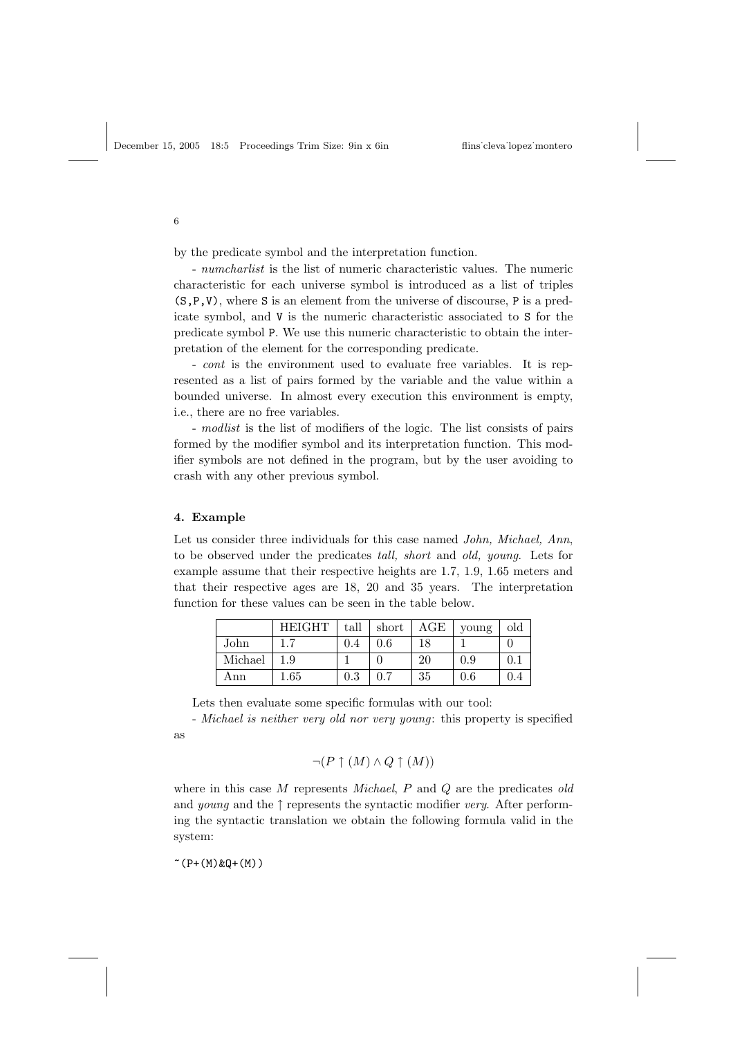by the predicate symbol and the interpretation function.

- *numcharlist* is the list of numeric characteristic values. The numeric characteristic for each universe symbol is introduced as a list of triples `(S,P,V)`, where `S` is an element from the universe of discourse, `P` is a predicate symbol, and `V` is the numeric characteristic associated to `S` for the predicate symbol `P`. We use this numeric characteristic to obtain the interpretation of the element for the corresponding predicate.

- *cont* is the environment used to evaluate free variables. It is represented as a list of pairs formed by the variable and the value within a bounded universe. In almost every execution this environment is empty, i.e., there are no free variables.

- *modlist* is the list of modifiers of the logic. The list consists of pairs formed by the modifier symbol and its interpretation function. This modifier symbols are not defined in the program, but by the user avoiding to crash with any other previous symbol.

### 4. Example

Let us consider three individuals for this case named *John, Michael, Ann*, to be observed under the predicates *tall, short* and *old, young*. Lets for example assume that their respective heights are 1.7, 1.9, 1.65 meters and that their respective ages are 18, 20 and 35 years. The interpretation function for these values can be seen in the table below.

| | HEIGHT | tall | short | AGE | young | old |
|---|---|---|---|---|---|---|
| John | 1.7 | 0.4 | 0.6 | 18 | 1 | 0 |
| Michael | 1.9 | 1 | 0 | 20 | 0.9 | 0.1 |
| Ann | 1.65 | 0.3 | 0.7 | 35 | 0.6 | 0.4 |

Lets then evaluate some specific formulas with our tool:

- *Michael is neither very old nor very young*: this property is specified as

$$\neg(P \uparrow (M) \wedge Q \uparrow (M))$$

where in this case $M$ represents *Michael*, $P$ and $Q$ are the predicates *old* and *young* and the $\uparrow$ represents the syntactic modifier *very*. After performing the syntactic translation we obtain the following formula valid in the system:

```
~(P+(M)&Q+(M))
```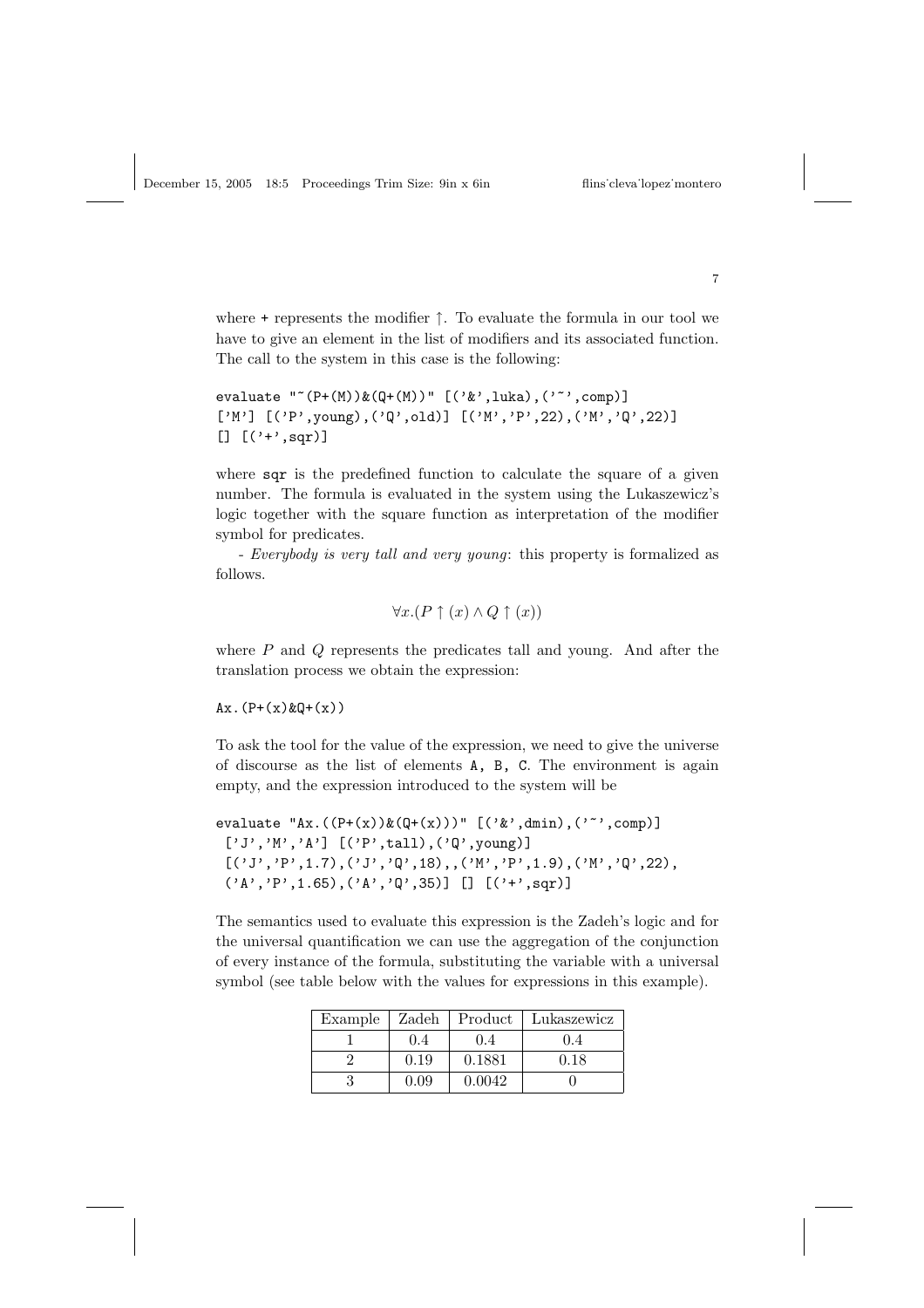where + represents the modifier $\uparrow$. To evaluate the formula in our tool we have to give an element in the list of modifiers and its associated function. The call to the system in this case is the following:

```
evaluate "~(P+(M))&(Q+(M))" [('&',luka),('~',comp)]
['M'] [('P',young),('Q',old)] [('M','P',22),('M','Q',22)]
[] [('+',sqr)]
```

where `sqr` is the predefined function to calculate the square of a given number. The formula is evaluated in the system using the Lukaszewicz's logic together with the square function as interpretation of the modifier symbol for predicates.

- *Everybody is very tall and very young*: this property is formalized as follows.

$$\forall x.(P \uparrow (x) \wedge Q \uparrow (x))$$

where $P$ and $Q$ represents the predicates tall and young. And after the translation process we obtain the expression:

```
Ax.(P+(x)&Q+(x))
```

To ask the tool for the value of the expression, we need to give the universe of discourse as the list of elements `A, B, C`. The environment is again empty, and the expression introduced to the system will be

```
evaluate "Ax.((P+(x))&(Q+(x)))" [('&',dmin),('~',comp)]
 ['J','M','A'] [('P',tall),('Q',young)]
 [('J','P',1.7),('J','Q',18),,('M','P',1.9),('M','Q',22),
 ('A','P',1.65),('A','Q',35)] [] [('+',sqr)]
```

The semantics used to evaluate this expression is the Zadeh's logic and for the universal quantification we can use the aggregation of the conjunction of every instance of the formula, substituting the variable with a universal symbol (see table below with the values for expressions in this example).

| Example | Zadeh | Product | Lukaszewicz |
|---|---|---|---|
| 1 | 0.4 | 0.4 | 0.4 |
| 2 | 0.19 | 0.1881 | 0.18 |
| 3 | 0.09 | 0.0042 | 0 |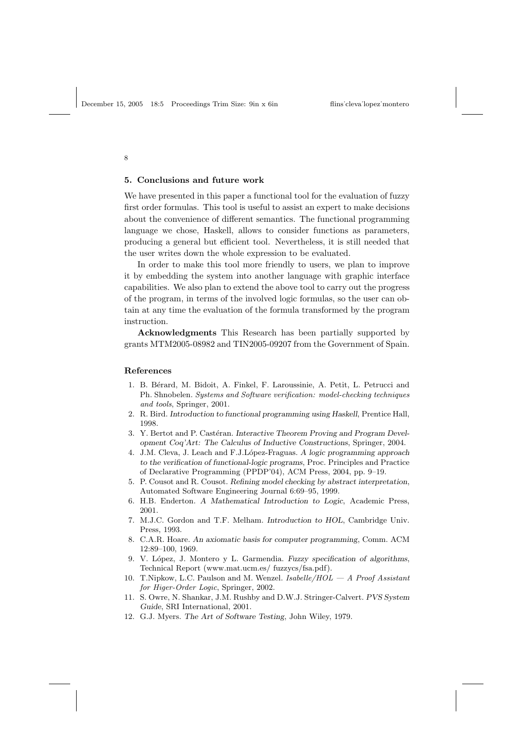## 5. Conclusions and future work

We have presented in this paper a functional tool for the evaluation of fuzzy first order formulas. This tool is useful to assist an expert to make decisions about the convenience of different semantics. The functional programming language we chose, Haskell, allows to consider functions as parameters, producing a general but efficient tool. Nevertheless, it is still needed that the user writes down the whole expression to be evaluated.

In order to make this tool more friendly to users, we plan to improve it by embedding the system into another language with graphic interface capabilities. We also plan to extend the above tool to carry out the progress of the program, in terms of the involved logic formulas, so the user can obtain at any time the evaluation of the formula transformed by the program instruction.

**Acknowledgments** This Research has been partially supported by grants MTM2005-08982 and TIN2005-09207 from the Government of Spain.

## References

1. B. Bérard, M. Bidoit, A. Finkel, F. Laroussinie, A. Petit, L. Petrucci and Ph. Shnobelen. *Systems and Software verification: model-checking techniques and tools*, Springer, 2001.
2. R. Bird. *Introduction to functional programming using Haskell*, Prentice Hall, 1998.
3. Y. Bertot and P. Castéran. *Interactive Theorem Proving and Program Development Coq'Art: The Calculus of Inductive Constructions*, Springer, 2004.
4. J.M. Cleva, J. Leach and F.J.López-Fraguas. *A logic programming approach to the verification of functional-logic programs*, Proc. Principles and Practice of Declarative Programming (PPDP'04), ACM Press, 2004, pp. 9–19.
5. P. Cousot and R. Cousot. *Refining model checking by abstract interpretation*, Automated Software Engineering Journal 6:69–95, 1999.
6. H.B. Enderton. *A Mathematical Introduction to Logic*, Academic Press, 2001.
7. M.J.C. Gordon and T.F. Melham. *Introduction to HOL*, Cambridge Univ. Press, 1993.
8. C.A.R. Hoare. *An axiomatic basis for computer programming*, Comm. ACM 12:89–100, 1969.
9. V. López, J. Montero y L. Garmendia. *Fuzzy specification of algorithms*, Technical Report (www.mat.ucm.es/ fuzzycs/fsa.pdf).
10. T.Nipkow, L.C. Paulson and M. Wenzel. *Isabelle/HOL — A Proof Assistant for Higer-Order Logic*, Springer, 2002.
11. S. Owre, N. Shankar, J.M. Rushby and D.W.J. Stringer-Calvert. *PVS System Guide*, SRI International, 2001.
12. G.J. Myers. *The Art of Software Testing*, John Wiley, 1979.